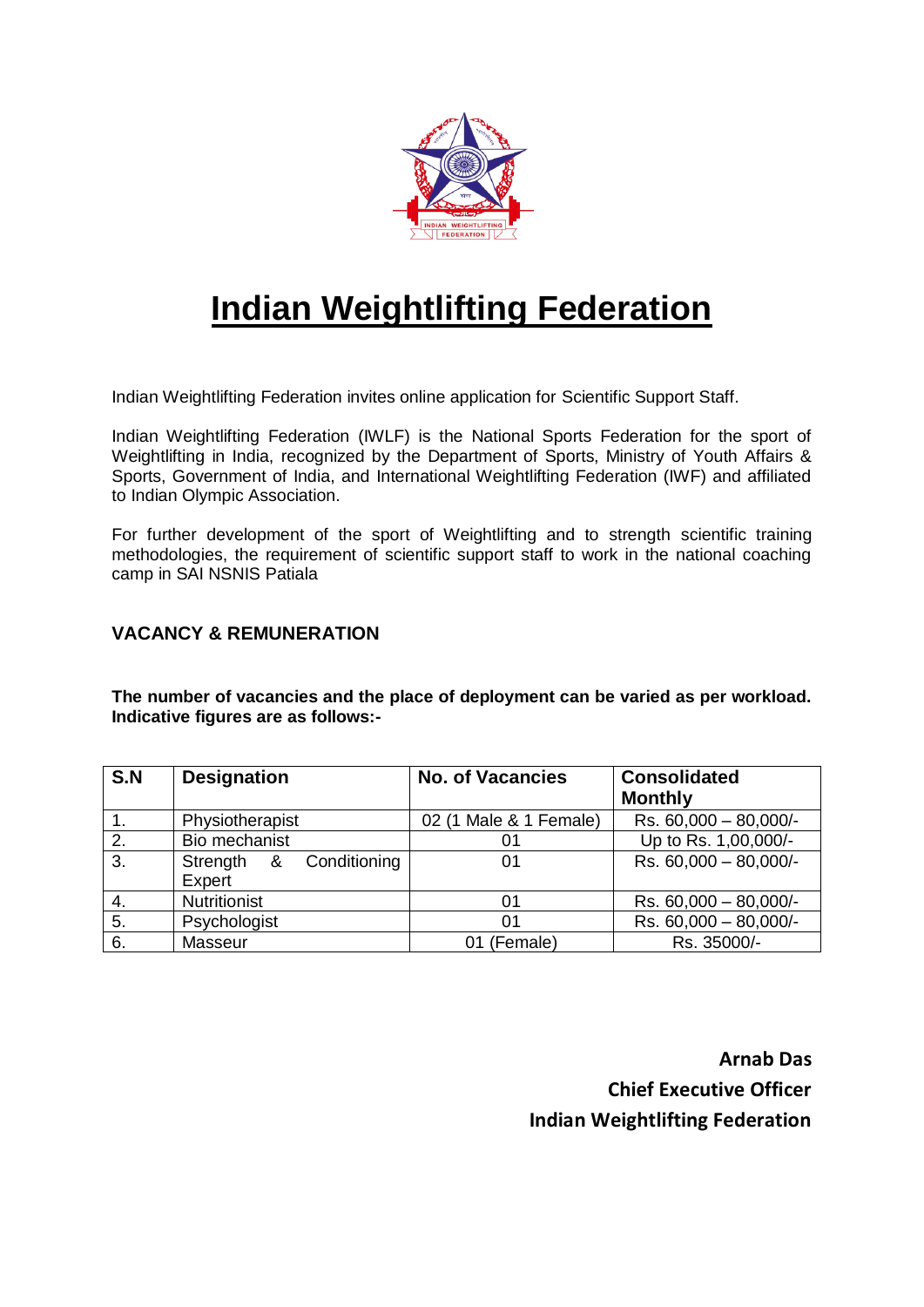# Indian Weightlifting Federation

Indian Weightlifting Federation invites online application for Scientific Support Staff.

Indian Weightlifting Federation (IWLF) is the National Sports Federation for the sport of Weightlifting in India, recognized by the Department of Sports, Ministry of Youth Affairs & Sports, Government of India, and International Weightlifting Federation (IWF) and affiliated to Indian Olympic Association.

For further development of the sport of Weightlifting and to strength scientific training methodologies, the requirement of scientific support staff to work in the national coaching camp in SAI NSNIS Patiala

## VACANCY & REMUNERATION

**The number of vacancies and the place of deployment can be varied as per workload. Indicative figures are as follows:-**

| S.N | Designation | No. of Vacancies | Consolidated Monthly |
|---|---|---|---|
| 1. | Physiotherapist | 02 (1 Male & 1 Female) | Rs. 60,000 – 80,000/- |
| 2. | Bio mechanist | 01 | Up to Rs. 1,00,000/- |
| 3. | Strength & Conditioning Expert | 01 | Rs. 60,000 – 80,000/- |
| 4. | Nutritionist | 01 | Rs. 60,000 – 80,000/- |
| 5. | Psychologist | 01 | Rs. 60,000 – 80,000/- |
| 6. | Masseur | 01 (Female) | Rs. 35000/- |

**Arnab Das**
**Chief Executive Officer**
**Indian Weightlifting Federation**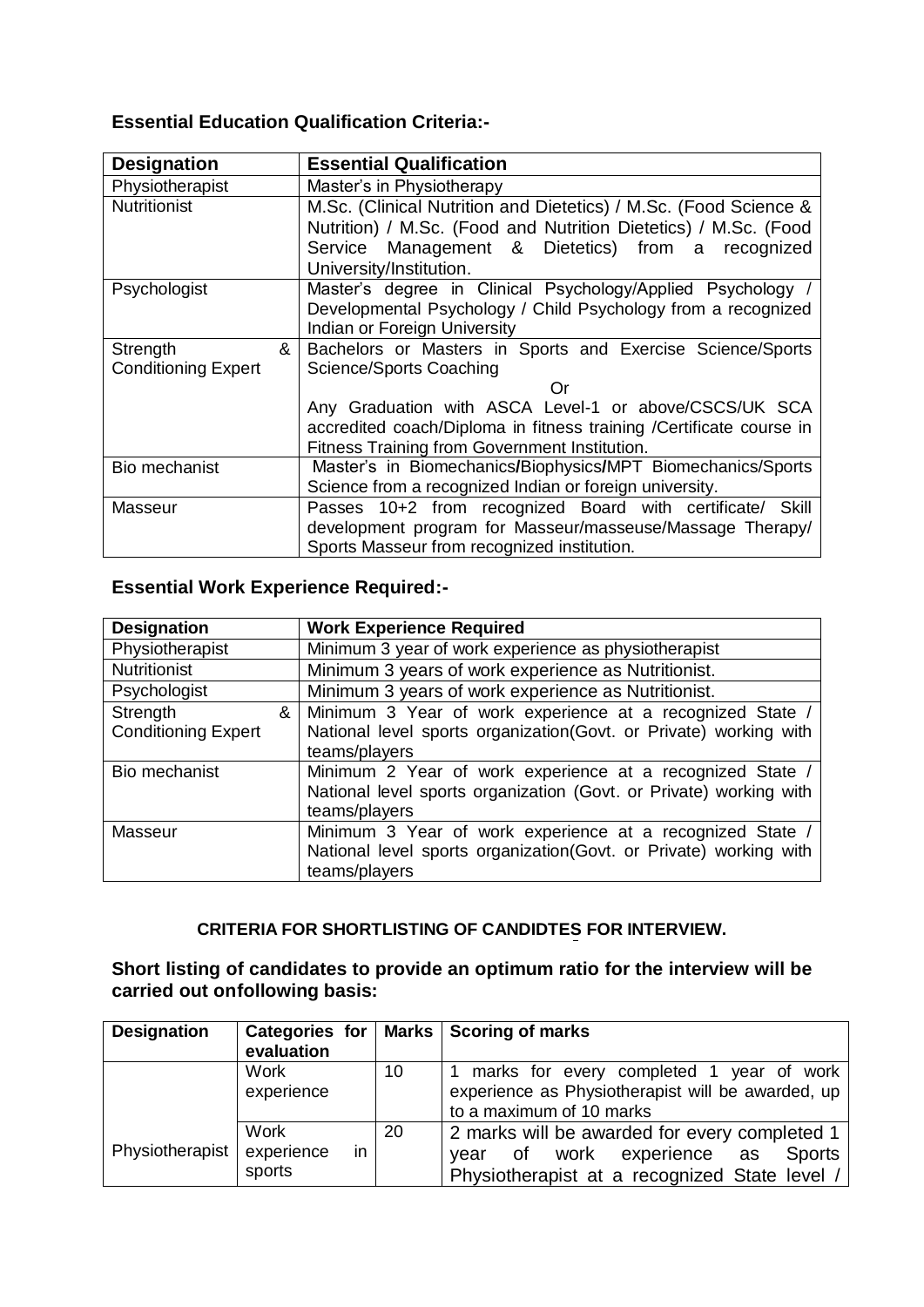**Essential Education Qualification Criteria:-**

| Designation | Essential Qualification |
|---|---|
| Physiotherapist | Master's in Physiotherapy |
| Nutritionist | M.Sc. (Clinical Nutrition and Dietetics) / M.Sc. (Food Science & Nutrition) / M.Sc. (Food and Nutrition Dietetics) / M.Sc. (Food Service Management & Dietetics) from a recognized University/Institution. |
| Psychologist | Master's degree in Clinical Psychology/Applied Psychology / Developmental Psychology / Child Psychology from a recognized Indian or Foreign University |
| Strength & Conditioning Expert | Bachelors or Masters in Sports and Exercise Science/Sports Science/Sports Coaching<br>Or<br>Any Graduation with ASCA Level-1 or above/CSCS/UK SCA accredited coach/Diploma in fitness training /Certificate course in Fitness Training from Government Institution. |
| Bio mechanist | Master's in Biomechanics/Biophysics/MPT Biomechanics/Sports Science from a recognized Indian or foreign university. |
| Masseur | Passes 10+2 from recognized Board with certificate/ Skill development program for Masseur/masseuse/Massage Therapy/ Sports Masseur from recognized institution. |

**Essential Work Experience Required:-**

| Designation | Work Experience Required |
|---|---|
| Physiotherapist | Minimum 3 year of work experience as physiotherapist |
| Nutritionist | Minimum 3 years of work experience as Nutritionist. |
| Psychologist | Minimum 3 years of work experience as Nutritionist. |
| Strength & Conditioning Expert | Minimum 3 Year of work experience at a recognized State / National level sports organization(Govt. or Private) working with teams/players |
| Bio mechanist | Minimum 2 Year of work experience at a recognized State / National level sports organization (Govt. or Private) working with teams/players |
| Masseur | Minimum 3 Year of work experience at a recognized State / National level sports organization(Govt. or Private) working with teams/players |

**CRITERIA FOR SHORTLISTING OF CANDIDTES FOR INTERVIEW.**

**Short listing of candidates to provide an optimum ratio for the interview will be carried out onfollowing basis:**

| Designation | Categories for evaluation | Marks | Scoring of marks |
|---|---|---|---|
| Physiotherapist | Work experience | 10 | 1 marks for every completed 1 year of work experience as Physiotherapist will be awarded, up to a maximum of 10 marks |
| | Work experience in sports | 20 | 2 marks will be awarded for every completed 1 year of work experience as Sports Physiotherapist at a recognized State level / |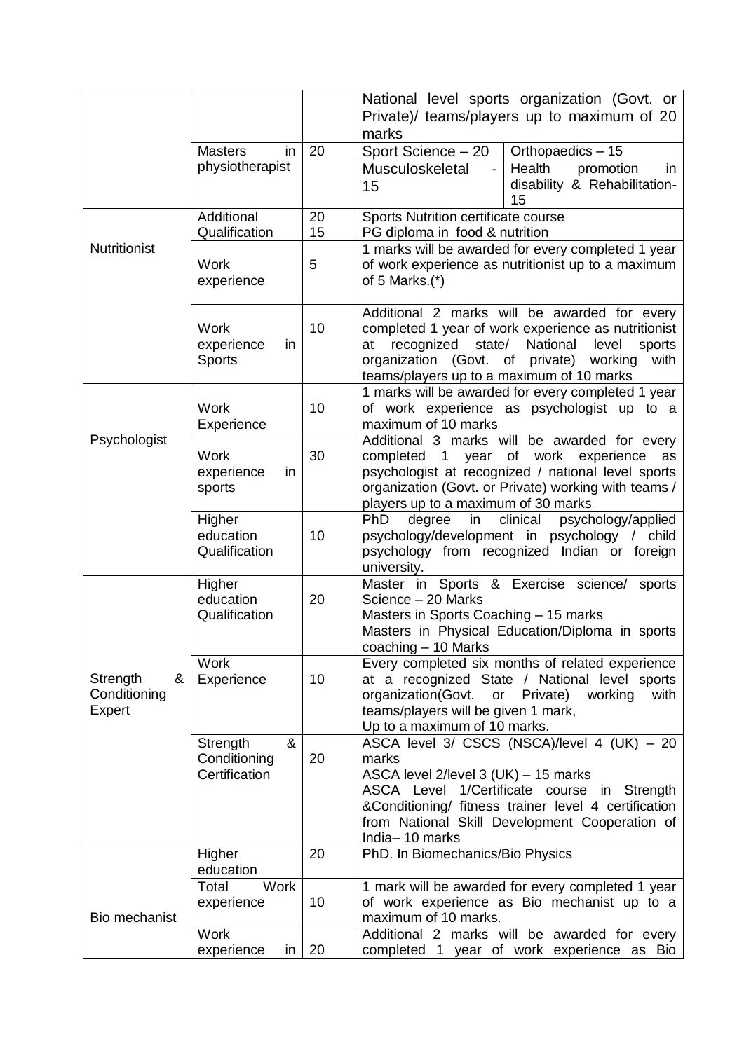| | | | | |
|---|---|---|---|---|
| | | | National level sports organization (Govt. or Private)/ teams/players up to maximum of 20 marks | |
| | Masters in physiotherapist | 20 | Sport Science – 20 | Orthopaedics – 15 |
| | | | Musculoskeletal - 15 | Health promotion in disability & Rehabilitation- 15 |
| Nutritionist | Additional Qualification | 20<br>15 | Sports Nutrition certificate course<br>PG diploma in food & nutrition | |
| | Work experience | 5 | 1 marks will be awarded for every completed 1 year of work experience as nutritionist up to a maximum of 5 Marks.(*) | |
| | Work experience in Sports | 10 | Additional 2 marks will be awarded for every completed 1 year of work experience as nutritionist at recognized state/ National level sports organization (Govt. of private) working with teams/players up to a maximum of 10 marks | |
| Psychologist | Work Experience | 10 | 1 marks will be awarded for every completed 1 year of work experience as psychologist up to a maximum of 10 marks | |
| | Work experience in sports | 30 | Additional 3 marks will be awarded for every completed 1 year of work experience as psychologist at recognized / national level sports organization (Govt. or Private) working with teams / players up to a maximum of 30 marks | |
| | Higher education Qualification | 10 | PhD degree in clinical psychology/applied psychology/development in psychology / child psychology from recognized Indian or foreign university. | |
| Strength & Conditioning Expert | Higher education Qualification | 20 | Master in Sports & Exercise science/ sports Science – 20 Marks<br>Masters in Sports Coaching – 15 marks<br>Masters in Physical Education/Diploma in sports coaching – 10 Marks | |
| | Work Experience | 10 | Every completed six months of related experience at a recognized State / National level sports organization(Govt. or Private) working with teams/players will be given 1 mark,<br>Up to a maximum of 10 marks. | |
| | Strength & Conditioning Certification | 20 | ASCA level 3/ CSCS (NSCA)/level 4 (UK) – 20 marks<br>ASCA level 2/level 3 (UK) – 15 marks<br>ASCA Level 1/Certificate course in Strength &Conditioning/ fitness trainer level 4 certification from National Skill Development Cooperation of India– 10 marks | |
| Bio mechanist | Higher education | 20 | PhD. In Biomechanics/Bio Physics | |
| | Total Work experience | 10 | 1 mark will be awarded for every completed 1 year of work experience as Bio mechanist up to a maximum of 10 marks. | |
| | Work experience in | 20 | Additional 2 marks will be awarded for every completed 1 year of work experience as Bio | |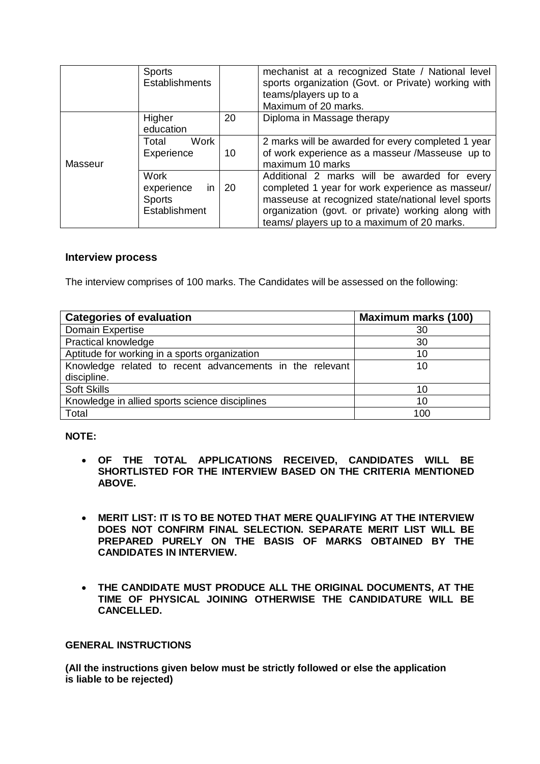| | Sports Establishments | | mechanist at a recognized State / National level sports organization (Govt. or Private) working with teams/players up to a Maximum of 20 marks. |
|---|---|---|---|
| Masseur | Higher education | 20 | Diploma in Massage therapy |
| | Total Work Experience | 10 | 2 marks will be awarded for every completed 1 year of work experience as a masseur /Masseuse up to maximum 10 marks |
| | Work experience in Sports Establishment | 20 | Additional 2 marks will be awarded for every completed 1 year for work experience as masseur/ masseuse at recognized state/national level sports organization (govt. or private) working along with teams/ players up to a maximum of 20 marks. |

### Interview process

The interview comprises of 100 marks. The Candidates will be assessed on the following:

| Categories of evaluation | Maximum marks (100) |
|---|---|
| Domain Expertise | 30 |
| Practical knowledge | 30 |
| Aptitude for working in a sports organization | 10 |
| Knowledge related to recent advancements in the relevant discipline. | 10 |
| Soft Skills | 10 |
| Knowledge in allied sports science disciplines | 10 |
| Total | 100 |

**NOTE:**

- **OF THE TOTAL APPLICATIONS RECEIVED, CANDIDATES WILL BE SHORTLISTED FOR THE INTERVIEW BASED ON THE CRITERIA MENTIONED ABOVE.**
- **MERIT LIST: IT IS TO BE NOTED THAT MERE QUALIFYING AT THE INTERVIEW DOES NOT CONFIRM FINAL SELECTION. SEPARATE MERIT LIST WILL BE PREPARED PURELY ON THE BASIS OF MARKS OBTAINED BY THE CANDIDATES IN INTERVIEW.**
- **THE CANDIDATE MUST PRODUCE ALL THE ORIGINAL DOCUMENTS, AT THE TIME OF PHYSICAL JOINING OTHERWISE THE CANDIDATURE WILL BE CANCELLED.**

**GENERAL INSTRUCTIONS**

**(All the instructions given below must be strictly followed or else the application is liable to be rejected)**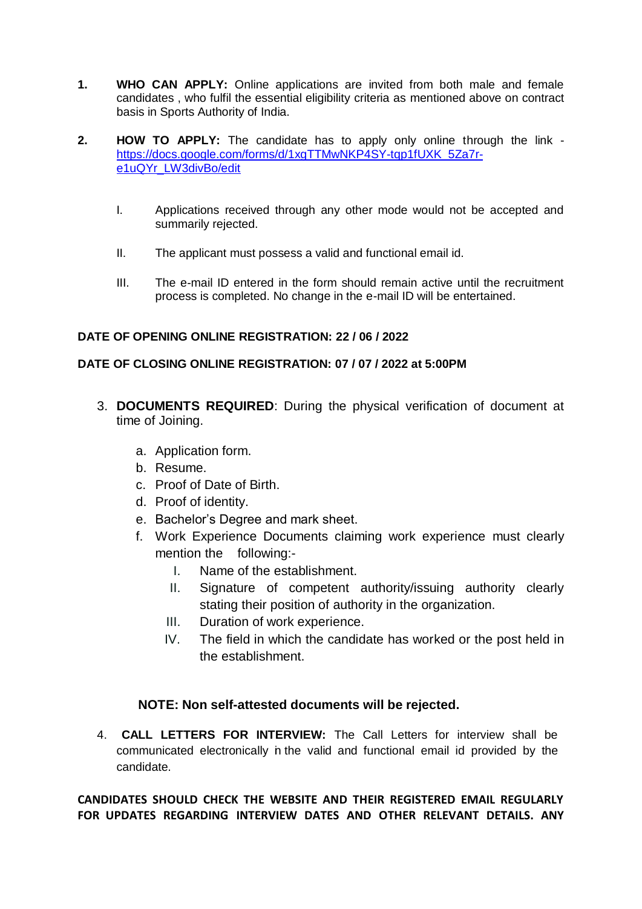1. **WHO CAN APPLY:** Online applications are invited from both male and female candidates , who fulfil the essential eligibility criteria as mentioned above on contract basis in Sports Authority of India.

2. **HOW TO APPLY:** The candidate has to apply only online through the link - https://docs.google.com/forms/d/1xgTTMwNKP4SY-tqp1fUXK_5Za7r-e1uQYr_LW3divBo/edit

   I. Applications received through any other mode would not be accepted and summarily rejected.

   II. The applicant must possess a valid and functional email id.

   III. The e-mail ID entered in the form should remain active until the recruitment process is completed. No change in the e-mail ID will be entertained.

**DATE OF OPENING ONLINE REGISTRATION: 22 / 06 / 2022**

**DATE OF CLOSING ONLINE REGISTRATION: 07 / 07 / 2022 at 5:00PM**

3. **DOCUMENTS REQUIRED**: During the physical verification of document at time of Joining.

   a. Application form.
   b. Resume.
   c. Proof of Date of Birth.
   d. Proof of identity.
   e. Bachelor's Degree and mark sheet.
   f. Work Experience Documents claiming work experience must clearly mention the following:-
      I. Name of the establishment.
      II. Signature of competent authority/issuing authority clearly stating their position of authority in the organization.
      III. Duration of work experience.
      IV. The field in which the candidate has worked or the post held in the establishment.

**NOTE: Non self-attested documents will be rejected.**

4. **CALL LETTERS FOR INTERVIEW:** The Call Letters for interview shall be communicated electronically in the valid and functional email id provided by the candidate.

**CANDIDATES SHOULD CHECK THE WEBSITE AND THEIR REGISTERED EMAIL REGULARLY FOR UPDATES REGARDING INTERVIEW DATES AND OTHER RELEVANT DETAILS. ANY**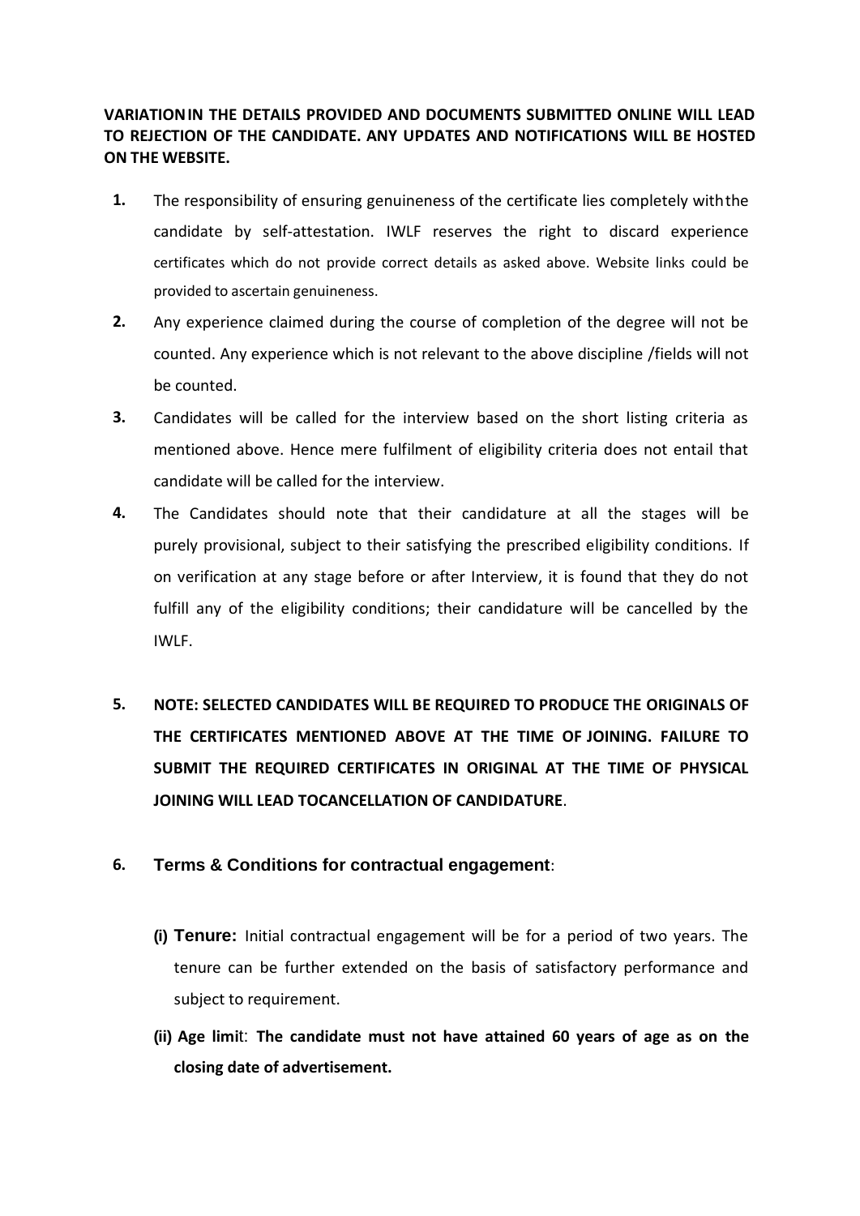**VARIATION IN THE DETAILS PROVIDED AND DOCUMENTS SUBMITTED ONLINE WILL LEAD TO REJECTION OF THE CANDIDATE. ANY UPDATES AND NOTIFICATIONS WILL BE HOSTED ON THE WEBSITE.**

1. The responsibility of ensuring genuineness of the certificate lies completely with the candidate by self-attestation. IWLF reserves the right to discard experience certificates which do not provide correct details as asked above. Website links could be provided to ascertain genuineness.
2. Any experience claimed during the course of completion of the degree will not be counted. Any experience which is not relevant to the above discipline /fields will not be counted.
3. Candidates will be called for the interview based on the short listing criteria as mentioned above. Hence mere fulfilment of eligibility criteria does not entail that candidate will be called for the interview.
4. The Candidates should note that their candidature at all the stages will be purely provisional, subject to their satisfying the prescribed eligibility conditions. If on verification at any stage before or after Interview, it is found that they do not fulfill any of the eligibility conditions; their candidature will be cancelled by the IWLF.
5. **NOTE: SELECTED CANDIDATES WILL BE REQUIRED TO PRODUCE THE ORIGINALS OF THE CERTIFICATES MENTIONED ABOVE AT THE TIME OF JOINING. FAILURE TO SUBMIT THE REQUIRED CERTIFICATES IN ORIGINAL AT THE TIME OF PHYSICAL JOINING WILL LEAD TOCANCELLATION OF CANDIDATURE**.
6. **Terms & Conditions for contractual engagement**:

   **(i) Tenure:** Initial contractual engagement will be for a period of two years. The tenure can be further extended on the basis of satisfactory performance and subject to requirement.

   **(ii) Age limit**: **The candidate must not have attained 60 years of age as on the closing date of advertisement.**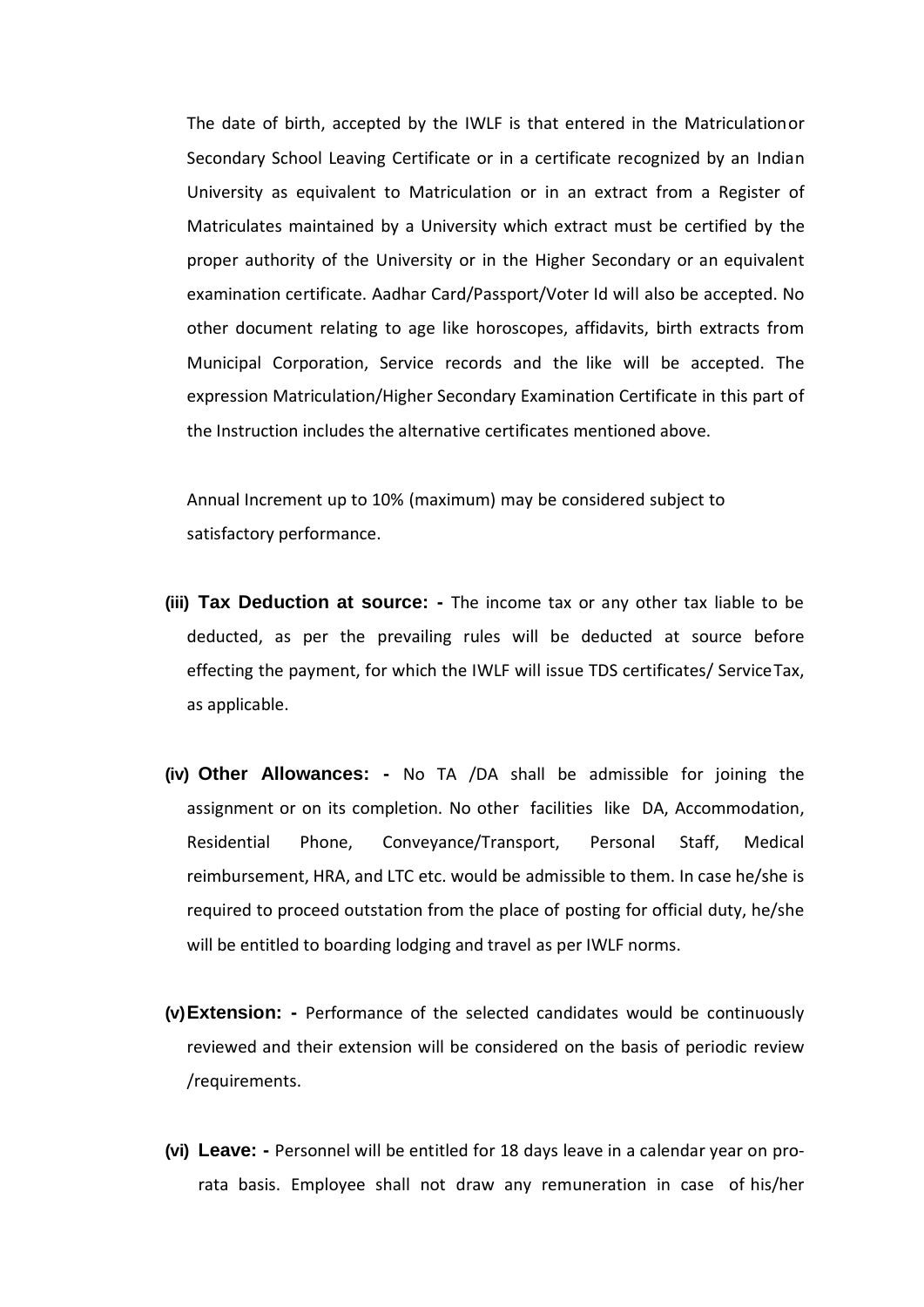The date of birth, accepted by the IWLF is that entered in the Matriculation or Secondary School Leaving Certificate or in a certificate recognized by an Indian University as equivalent to Matriculation or in an extract from a Register of Matriculates maintained by a University which extract must be certified by the proper authority of the University or in the Higher Secondary or an equivalent examination certificate. Aadhar Card/Passport/Voter Id will also be accepted. No other document relating to age like horoscopes, affidavits, birth extracts from Municipal Corporation, Service records and the like will be accepted. The expression Matriculation/Higher Secondary Examination Certificate in this part of the Instruction includes the alternative certificates mentioned above.

Annual Increment up to 10% (maximum) may be considered subject to satisfactory performance.

**(iii) Tax Deduction at source: -** The income tax or any other tax liable to be deducted, as per the prevailing rules will be deducted at source before effecting the payment, for which the IWLF will issue TDS certificates/ Service Tax, as applicable.

**(iv) Other Allowances: -** No TA /DA shall be admissible for joining the assignment or on its completion. No other facilities like DA, Accommodation, Residential Phone, Conveyance/Transport, Personal Staff, Medical reimbursement, HRA, and LTC etc. would be admissible to them. In case he/she is required to proceed outstation from the place of posting for official duty, he/she will be entitled to boarding lodging and travel as per IWLF norms.

**(v) Extension: -** Performance of the selected candidates would be continuously reviewed and their extension will be considered on the basis of periodic review /requirements.

**(vi) Leave: -** Personnel will be entitled for 18 days leave in a calendar year on pro-rata basis. Employee shall not draw any remuneration in case of his/her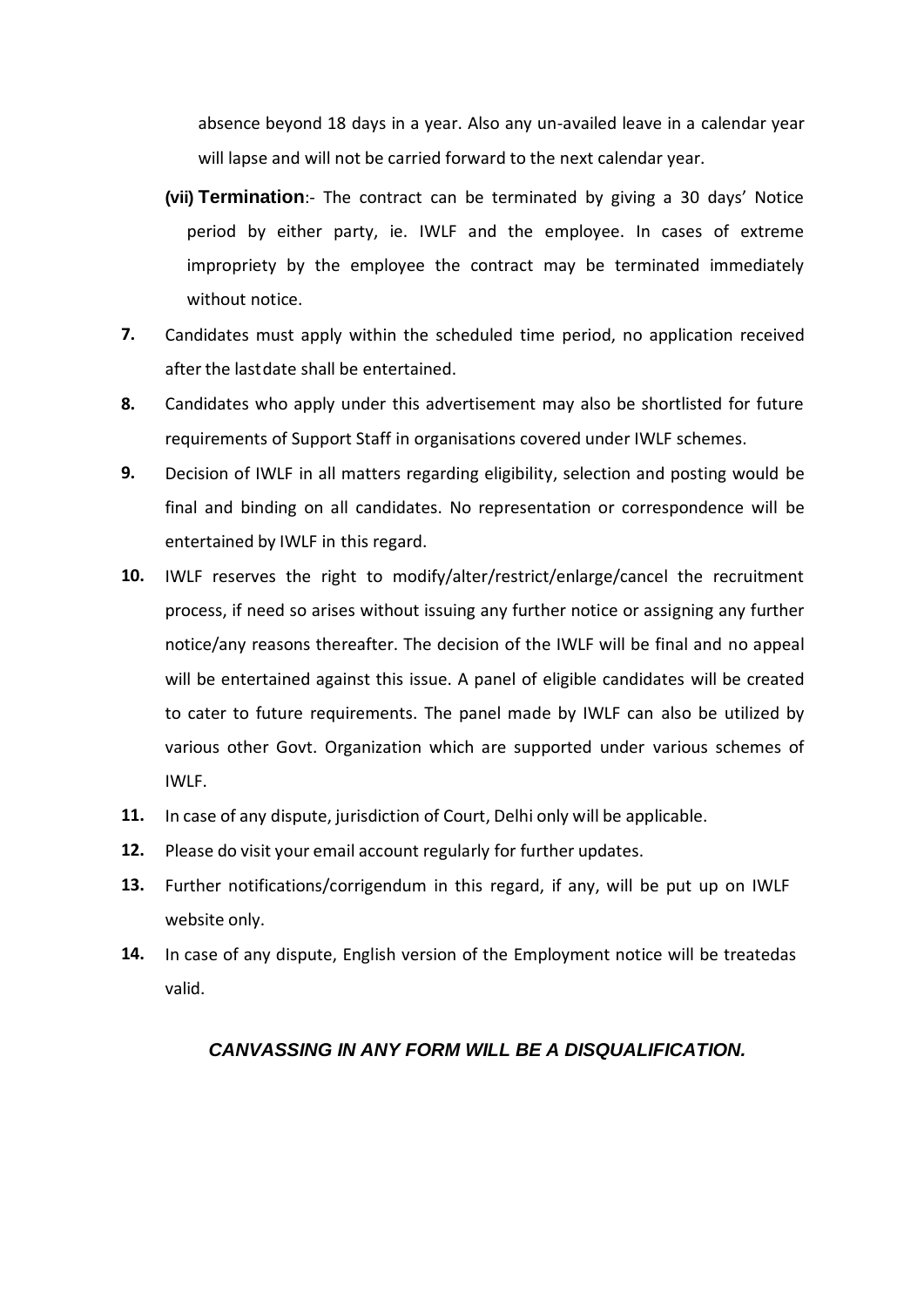absence beyond 18 days in a year. Also any un-availed leave in a calendar year will lapse and will not be carried forward to the next calendar year.

**(vii) Termination**:- The contract can be terminated by giving a 30 days' Notice period by either party, ie. IWLF and the employee. In cases of extreme impropriety by the employee the contract may be terminated immediately without notice.

**7.** Candidates must apply within the scheduled time period, no application received after the lastdate shall be entertained.

**8.** Candidates who apply under this advertisement may also be shortlisted for future requirements of Support Staff in organisations covered under IWLF schemes.

**9.** Decision of IWLF in all matters regarding eligibility, selection and posting would be final and binding on all candidates. No representation or correspondence will be entertained by IWLF in this regard.

**10.** IWLF reserves the right to modify/alter/restrict/enlarge/cancel the recruitment process, if need so arises without issuing any further notice or assigning any further notice/any reasons thereafter. The decision of the IWLF will be final and no appeal will be entertained against this issue. A panel of eligible candidates will be created to cater to future requirements. The panel made by IWLF can also be utilized by various other Govt. Organization which are supported under various schemes of IWLF.

**11.** In case of any dispute, jurisdiction of Court, Delhi only will be applicable.

**12.** Please do visit your email account regularly for further updates.

**13.** Further notifications/corrigendum in this regard, if any, will be put up on IWLF website only.

**14.** In case of any dispute, English version of the Employment notice will be treatedas valid.

***CANVASSING IN ANY FORM WILL BE A DISQUALIFICATION.***